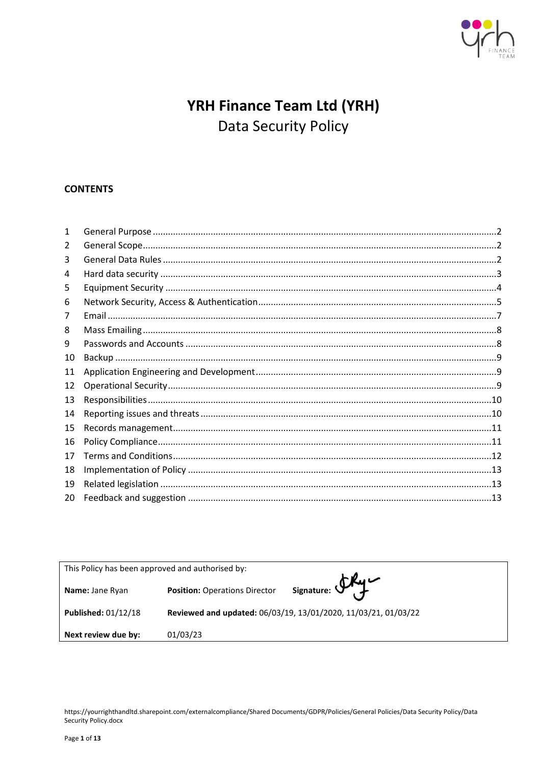# YRH Finance Team Ltd (YRH)

## Data Security Policy

**CONTENTS**

| | | |
|---|---|---|
| 1 | General Purpose | 2 |
| 2 | General Scope | 2 |
| 3 | General Data Rules | 2 |
| 4 | Hard data security | 3 |
| 5 | Equipment Security | 4 |
| 6 | Network Security, Access & Authentication | 5 |
| 7 | Email | 7 |
| 8 | Mass Emailing | 8 |
| 9 | Passwords and Accounts | 8 |
| 10 | Backup | 9 |
| 11 | Application Engineering and Development | 9 |
| 12 | Operational Security | 9 |
| 13 | Responsibilities | 10 |
| 14 | Reporting issues and threats | 10 |
| 15 | Records management | 11 |
| 16 | Policy Compliance | 11 |
| 17 | Terms and Conditions | 12 |
| 18 | Implementation of Policy | 13 |
| 19 | Related legislation | 13 |
| 20 | Feedback and suggestion | 13 |

| This Policy has been approved and authorised by: | | |
|---|---|---|
| **Name:** Jane Ryan | **Position:** Operations Director | **Signature:** |
| **Published:** 01/12/18 | **Reviewed and updated:** 06/03/19, 13/01/2020, 11/03/21, 01/03/22 | |
| **Next review due by:** | 01/03/23 | |

https://yourrighthandltd.sharepoint.com/externalcompliance/Shared Documents/GDPR/Policies/General Policies/Data Security Policy/Data Security Policy.docx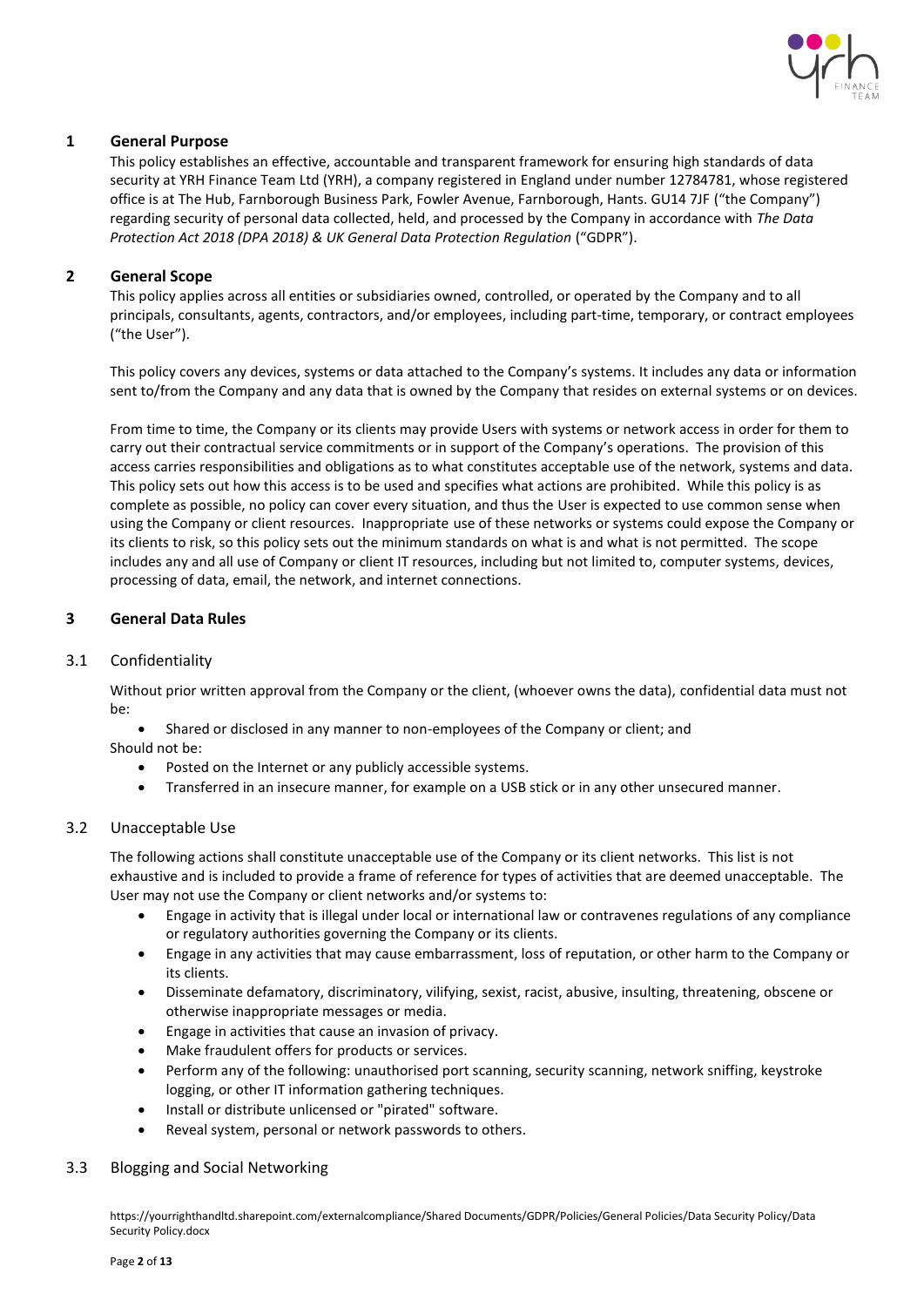## 1 General Purpose

This policy establishes an effective, accountable and transparent framework for ensuring high standards of data security at YRH Finance Team Ltd (YRH), a company registered in England under number 12784781, whose registered office is at The Hub, Farnborough Business Park, Fowler Avenue, Farnborough, Hants. GU14 7JF ("the Company") regarding security of personal data collected, held, and processed by the Company in accordance with *The Data Protection Act 2018 (DPA 2018) & UK General Data Protection Regulation* ("GDPR").

## 2 General Scope

This policy applies across all entities or subsidiaries owned, controlled, or operated by the Company and to all principals, consultants, agents, contractors, and/or employees, including part-time, temporary, or contract employees ("the User").

This policy covers any devices, systems or data attached to the Company's systems. It includes any data or information sent to/from the Company and any data that is owned by the Company that resides on external systems or on devices.

From time to time, the Company or its clients may provide Users with systems or network access in order for them to carry out their contractual service commitments or in support of the Company's operations. The provision of this access carries responsibilities and obligations as to what constitutes acceptable use of the network, systems and data. This policy sets out how this access is to be used and specifies what actions are prohibited. While this policy is as complete as possible, no policy can cover every situation, and thus the User is expected to use common sense when using the Company or client resources. Inappropriate use of these networks or systems could expose the Company or its clients to risk, so this policy sets out the minimum standards on what is and what is not permitted. The scope includes any and all use of Company or client IT resources, including but not limited to, computer systems, devices, processing of data, email, the network, and internet connections.

## 3 General Data Rules

### 3.1 Confidentiality

Without prior written approval from the Company or the client, (whoever owns the data), confidential data must not be:

- Shared or disclosed in any manner to non-employees of the Company or client; and

Should not be:

- Posted on the Internet or any publicly accessible systems.
- Transferred in an insecure manner, for example on a USB stick or in any other unsecured manner.

### 3.2 Unacceptable Use

The following actions shall constitute unacceptable use of the Company or its client networks. This list is not exhaustive and is included to provide a frame of reference for types of activities that are deemed unacceptable. The User may not use the Company or client networks and/or systems to:

- Engage in activity that is illegal under local or international law or contravenes regulations of any compliance or regulatory authorities governing the Company or its clients.
- Engage in any activities that may cause embarrassment, loss of reputation, or other harm to the Company or its clients.
- Disseminate defamatory, discriminatory, vilifying, sexist, racist, abusive, insulting, threatening, obscene or otherwise inappropriate messages or media.
- Engage in activities that cause an invasion of privacy.
- Make fraudulent offers for products or services.
- Perform any of the following: unauthorised port scanning, security scanning, network sniffing, keystroke logging, or other IT information gathering techniques.
- Install or distribute unlicensed or "pirated" software.
- Reveal system, personal or network passwords to others.

### 3.3 Blogging and Social Networking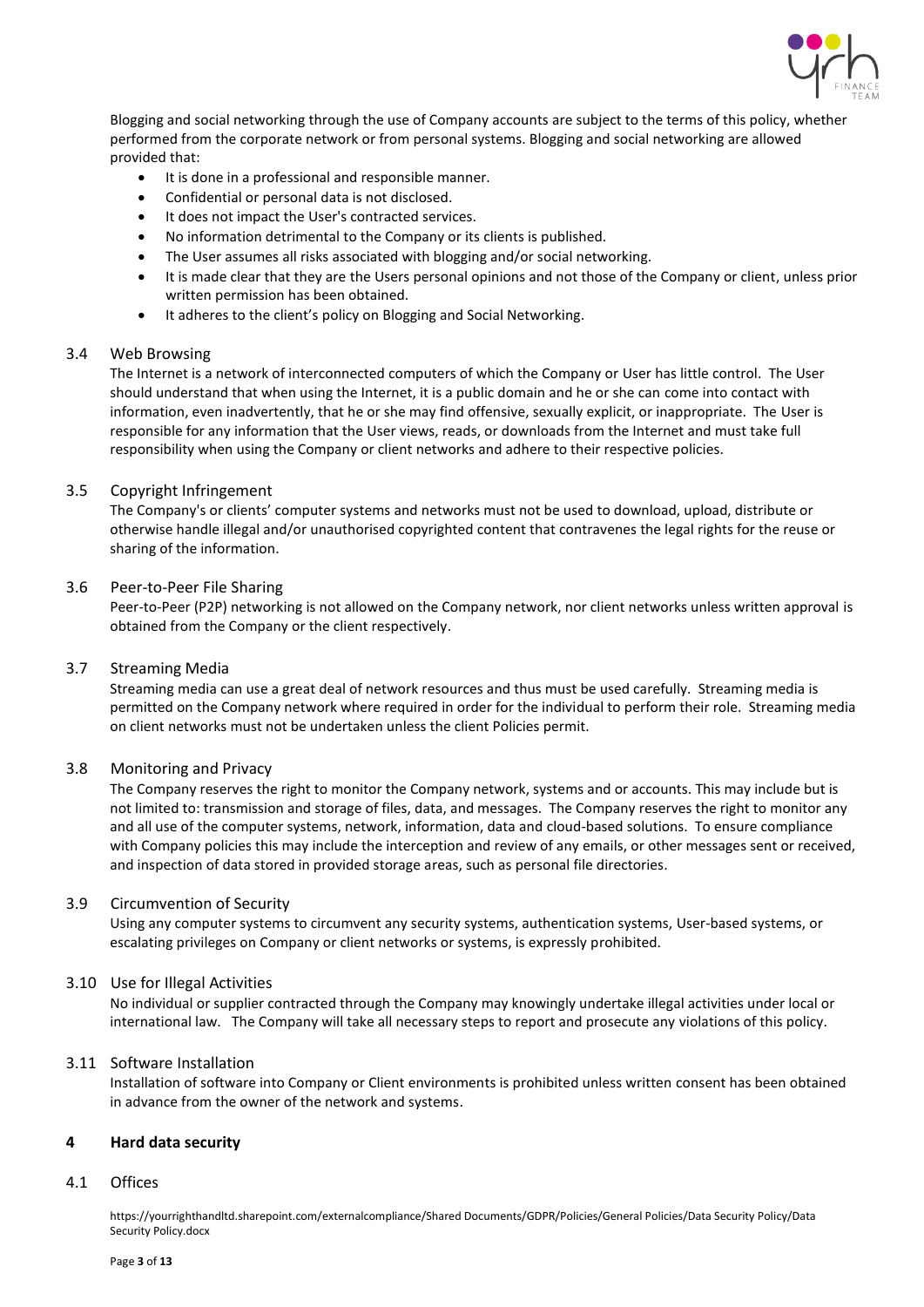Blogging and social networking through the use of Company accounts are subject to the terms of this policy, whether performed from the corporate network or from personal systems. Blogging and social networking are allowed provided that:

- It is done in a professional and responsible manner.
- Confidential or personal data is not disclosed.
- It does not impact the User's contracted services.
- No information detrimental to the Company or its clients is published.
- The User assumes all risks associated with blogging and/or social networking.
- It is made clear that they are the Users personal opinions and not those of the Company or client, unless prior written permission has been obtained.
- It adheres to the client's policy on Blogging and Social Networking.

### 3.4 Web Browsing

The Internet is a network of interconnected computers of which the Company or User has little control. The User should understand that when using the Internet, it is a public domain and he or she can come into contact with information, even inadvertently, that he or she may find offensive, sexually explicit, or inappropriate. The User is responsible for any information that the User views, reads, or downloads from the Internet and must take full responsibility when using the Company or client networks and adhere to their respective policies.

### 3.5 Copyright Infringement

The Company's or clients' computer systems and networks must not be used to download, upload, distribute or otherwise handle illegal and/or unauthorised copyrighted content that contravenes the legal rights for the reuse or sharing of the information.

### 3.6 Peer-to-Peer File Sharing

Peer-to-Peer (P2P) networking is not allowed on the Company network, nor client networks unless written approval is obtained from the Company or the client respectively.

### 3.7 Streaming Media

Streaming media can use a great deal of network resources and thus must be used carefully. Streaming media is permitted on the Company network where required in order for the individual to perform their role. Streaming media on client networks must not be undertaken unless the client Policies permit.

### 3.8 Monitoring and Privacy

The Company reserves the right to monitor the Company network, systems and or accounts. This may include but is not limited to: transmission and storage of files, data, and messages. The Company reserves the right to monitor any and all use of the computer systems, network, information, data and cloud-based solutions. To ensure compliance with Company policies this may include the interception and review of any emails, or other messages sent or received, and inspection of data stored in provided storage areas, such as personal file directories.

### 3.9 Circumvention of Security

Using any computer systems to circumvent any security systems, authentication systems, User-based systems, or escalating privileges on Company or client networks or systems, is expressly prohibited.

### 3.10 Use for Illegal Activities

No individual or supplier contracted through the Company may knowingly undertake illegal activities under local or international law. The Company will take all necessary steps to report and prosecute any violations of this policy.

### 3.11 Software Installation

Installation of software into Company or Client environments is prohibited unless written consent has been obtained in advance from the owner of the network and systems.

## 4 Hard data security

### 4.1 Offices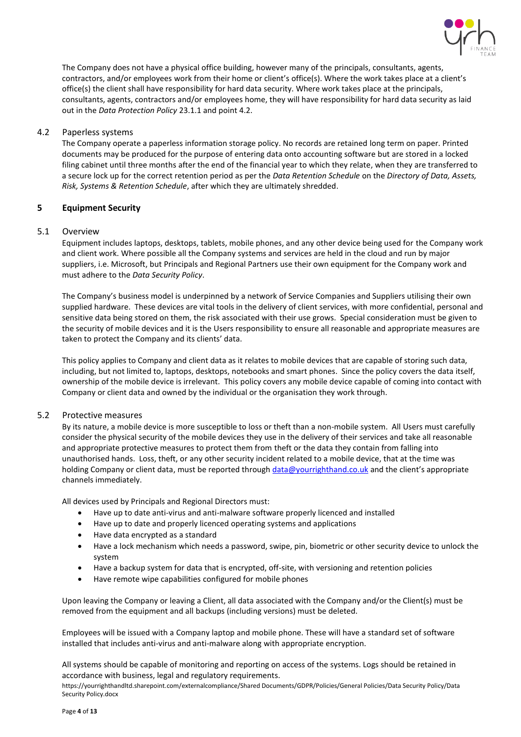The Company does not have a physical office building, however many of the principals, consultants, agents, contractors, and/or employees work from their home or client's office(s). Where the work takes place at a client's office(s) the client shall have responsibility for hard data security. Where work takes place at the principals, consultants, agents, contractors and/or employees home, they will have responsibility for hard data security as laid out in the *Data Protection Policy* 23.1.1 and point 4.2.

### 4.2 Paperless systems

The Company operate a paperless information storage policy. No records are retained long term on paper. Printed documents may be produced for the purpose of entering data onto accounting software but are stored in a locked filing cabinet until three months after the end of the financial year to which they relate, when they are transferred to a secure lock up for the correct retention period as per the *Data Retention Schedule* on the *Directory of Data, Assets, Risk, Systems & Retention Schedule*, after which they are ultimately shredded.

## 5 Equipment Security

### 5.1 Overview

Equipment includes laptops, desktops, tablets, mobile phones, and any other device being used for the Company work and client work. Where possible all the Company systems and services are held in the cloud and run by major suppliers, i.e. Microsoft, but Principals and Regional Partners use their own equipment for the Company work and must adhere to the *Data Security Policy*.

The Company's business model is underpinned by a network of Service Companies and Suppliers utilising their own supplied hardware. These devices are vital tools in the delivery of client services, with more confidential, personal and sensitive data being stored on them, the risk associated with their use grows. Special consideration must be given to the security of mobile devices and it is the Users responsibility to ensure all reasonable and appropriate measures are taken to protect the Company and its clients' data.

This policy applies to Company and client data as it relates to mobile devices that are capable of storing such data, including, but not limited to, laptops, desktops, notebooks and smart phones. Since the policy covers the data itself, ownership of the mobile device is irrelevant. This policy covers any mobile device capable of coming into contact with Company or client data and owned by the individual or the organisation they work through.

### 5.2 Protective measures

By its nature, a mobile device is more susceptible to loss or theft than a non-mobile system. All Users must carefully consider the physical security of the mobile devices they use in the delivery of their services and take all reasonable and appropriate protective measures to protect them from theft or the data they contain from falling into unauthorised hands. Loss, theft, or any other security incident related to a mobile device, that at the time was holding Company or client data, must be reported through data@yourrighthand.co.uk and the client's appropriate channels immediately.

All devices used by Principals and Regional Directors must:

- Have up to date anti-virus and anti-malware software properly licenced and installed
- Have up to date and properly licenced operating systems and applications
- Have data encrypted as a standard
- Have a lock mechanism which needs a password, swipe, pin, biometric or other security device to unlock the system
- Have a backup system for data that is encrypted, off-site, with versioning and retention policies
- Have remote wipe capabilities configured for mobile phones

Upon leaving the Company or leaving a Client, all data associated with the Company and/or the Client(s) must be removed from the equipment and all backups (including versions) must be deleted.

Employees will be issued with a Company laptop and mobile phone. These will have a standard set of software installed that includes anti-virus and anti-malware along with appropriate encryption.

All systems should be capable of monitoring and reporting on access of the systems. Logs should be retained in accordance with business, legal and regulatory requirements.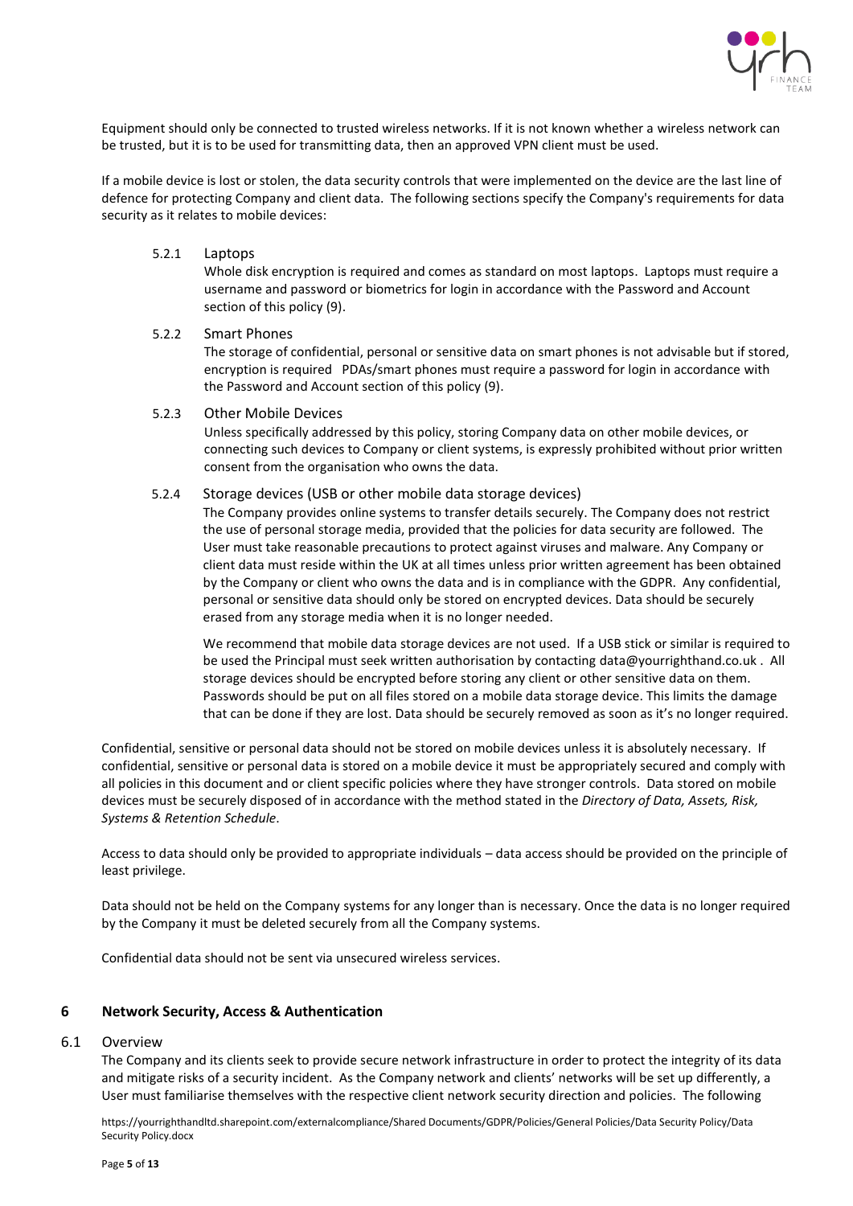Equipment should only be connected to trusted wireless networks. If it is not known whether a wireless network can be trusted, but it is to be used for transmitting data, then an approved VPN client must be used.

If a mobile device is lost or stolen, the data security controls that were implemented on the device are the last line of defence for protecting Company and client data. The following sections specify the Company's requirements for data security as it relates to mobile devices:

#### 5.2.1 Laptops

Whole disk encryption is required and comes as standard on most laptops. Laptops must require a username and password or biometrics for login in accordance with the Password and Account section of this policy (9).

#### 5.2.2 Smart Phones

The storage of confidential, personal or sensitive data on smart phones is not advisable but if stored, encryption is required PDAs/smart phones must require a password for login in accordance with the Password and Account section of this policy (9).

#### 5.2.3 Other Mobile Devices

Unless specifically addressed by this policy, storing Company data on other mobile devices, or connecting such devices to Company or client systems, is expressly prohibited without prior written consent from the organisation who owns the data.

#### 5.2.4 Storage devices (USB or other mobile data storage devices)

The Company provides online systems to transfer details securely. The Company does not restrict the use of personal storage media, provided that the policies for data security are followed. The User must take reasonable precautions to protect against viruses and malware. Any Company or client data must reside within the UK at all times unless prior written agreement has been obtained by the Company or client who owns the data and is in compliance with the GDPR. Any confidential, personal or sensitive data should only be stored on encrypted devices. Data should be securely erased from any storage media when it is no longer needed.

We recommend that mobile data storage devices are not used. If a USB stick or similar is required to be used the Principal must seek written authorisation by contacting data@yourrighthand.co.uk . All storage devices should be encrypted before storing any client or other sensitive data on them. Passwords should be put on all files stored on a mobile data storage device. This limits the damage that can be done if they are lost. Data should be securely removed as soon as it's no longer required.

Confidential, sensitive or personal data should not be stored on mobile devices unless it is absolutely necessary. If confidential, sensitive or personal data is stored on a mobile device it must be appropriately secured and comply with all policies in this document and or client specific policies where they have stronger controls. Data stored on mobile devices must be securely disposed of in accordance with the method stated in the *Directory of Data, Assets, Risk, Systems & Retention Schedule*.

Access to data should only be provided to appropriate individuals – data access should be provided on the principle of least privilege.

Data should not be held on the Company systems for any longer than is necessary. Once the data is no longer required by the Company it must be deleted securely from all the Company systems.

Confidential data should not be sent via unsecured wireless services.

## 6 Network Security, Access & Authentication

### 6.1 Overview

The Company and its clients seek to provide secure network infrastructure in order to protect the integrity of its data and mitigate risks of a security incident. As the Company network and clients' networks will be set up differently, a User must familiarise themselves with the respective client network security direction and policies. The following

https://yourrighthandltd.sharepoint.com/externalcompliance/Shared Documents/GDPR/Policies/General Policies/Data Security Policy/Data Security Policy.docx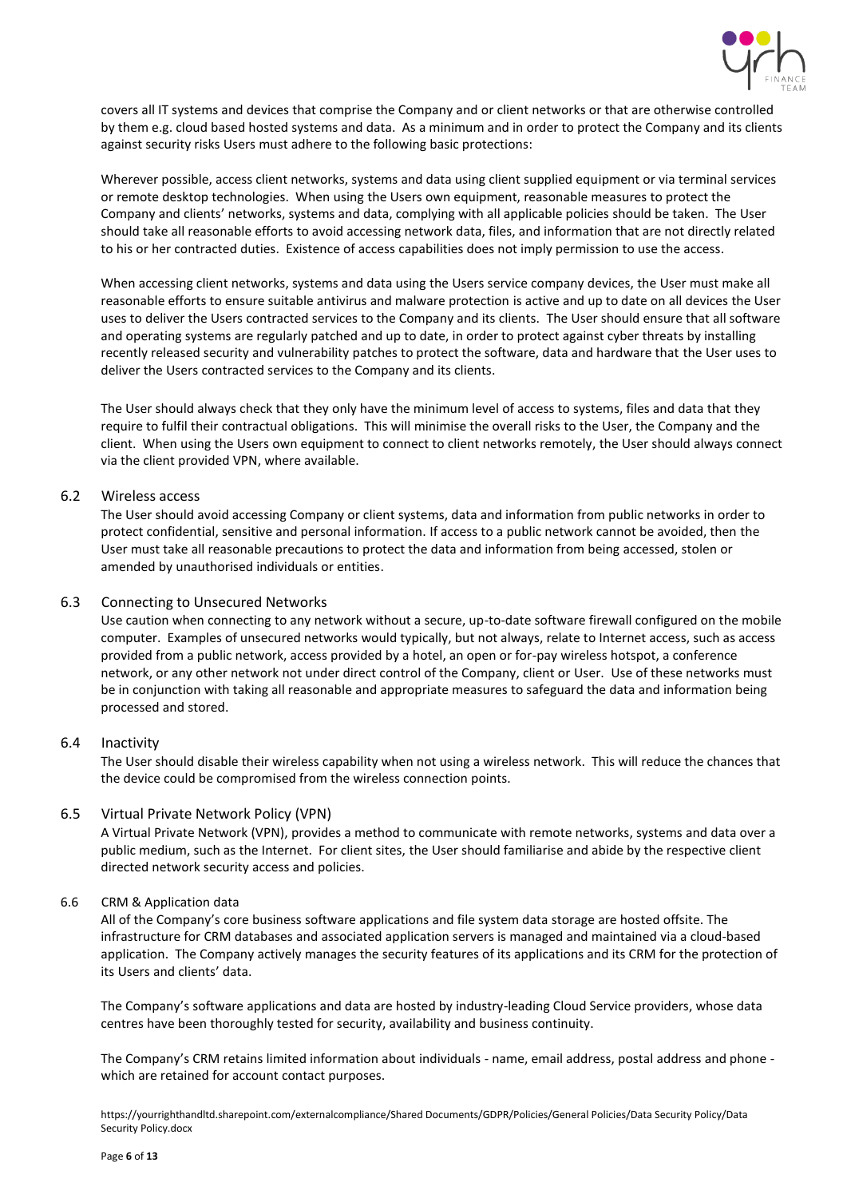covers all IT systems and devices that comprise the Company and or client networks or that are otherwise controlled by them e.g. cloud based hosted systems and data. As a minimum and in order to protect the Company and its clients against security risks Users must adhere to the following basic protections:

Wherever possible, access client networks, systems and data using client supplied equipment or via terminal services or remote desktop technologies. When using the Users own equipment, reasonable measures to protect the Company and clients' networks, systems and data, complying with all applicable policies should be taken. The User should take all reasonable efforts to avoid accessing network data, files, and information that are not directly related to his or her contracted duties. Existence of access capabilities does not imply permission to use the access.

When accessing client networks, systems and data using the Users service company devices, the User must make all reasonable efforts to ensure suitable antivirus and malware protection is active and up to date on all devices the User uses to deliver the Users contracted services to the Company and its clients. The User should ensure that all software and operating systems are regularly patched and up to date, in order to protect against cyber threats by installing recently released security and vulnerability patches to protect the software, data and hardware that the User uses to deliver the Users contracted services to the Company and its clients.

The User should always check that they only have the minimum level of access to systems, files and data that they require to fulfil their contractual obligations. This will minimise the overall risks to the User, the Company and the client. When using the Users own equipment to connect to client networks remotely, the User should always connect via the client provided VPN, where available.

### 6.2 Wireless access

The User should avoid accessing Company or client systems, data and information from public networks in order to protect confidential, sensitive and personal information. If access to a public network cannot be avoided, then the User must take all reasonable precautions to protect the data and information from being accessed, stolen or amended by unauthorised individuals or entities.

### 6.3 Connecting to Unsecured Networks

Use caution when connecting to any network without a secure, up-to-date software firewall configured on the mobile computer. Examples of unsecured networks would typically, but not always, relate to Internet access, such as access provided from a public network, access provided by a hotel, an open or for-pay wireless hotspot, a conference network, or any other network not under direct control of the Company, client or User. Use of these networks must be in conjunction with taking all reasonable and appropriate measures to safeguard the data and information being processed and stored.

### 6.4 Inactivity

The User should disable their wireless capability when not using a wireless network. This will reduce the chances that the device could be compromised from the wireless connection points.

### 6.5 Virtual Private Network Policy (VPN)

A Virtual Private Network (VPN), provides a method to communicate with remote networks, systems and data over a public medium, such as the Internet. For client sites, the User should familiarise and abide by the respective client directed network security access and policies.

### 6.6 CRM & Application data

All of the Company's core business software applications and file system data storage are hosted offsite. The infrastructure for CRM databases and associated application servers is managed and maintained via a cloud-based application. The Company actively manages the security features of its applications and its CRM for the protection of its Users and clients' data.

The Company's software applications and data are hosted by industry-leading Cloud Service providers, whose data centres have been thoroughly tested for security, availability and business continuity.

The Company's CRM retains limited information about individuals - name, email address, postal address and phone - which are retained for account contact purposes.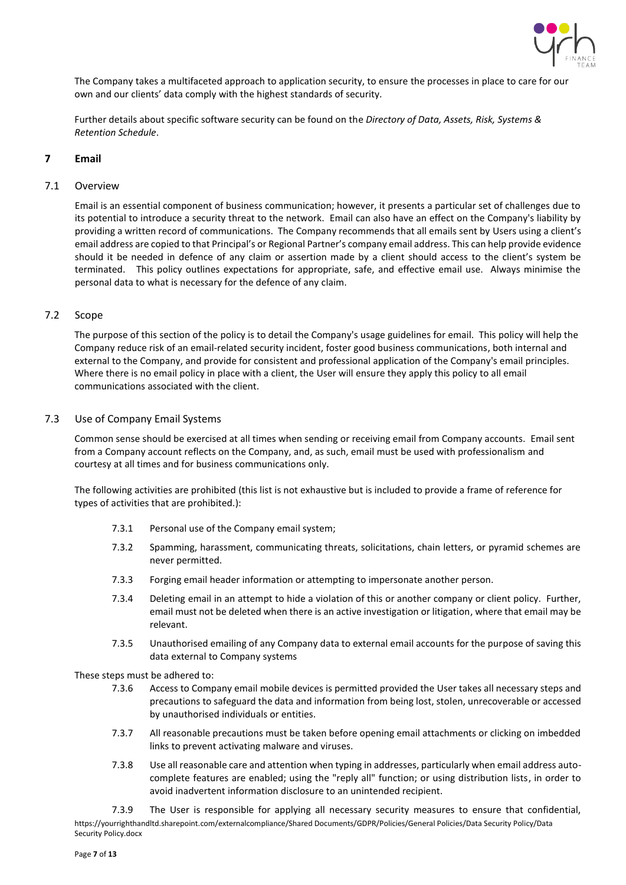The Company takes a multifaceted approach to application security, to ensure the processes in place to care for our own and our clients' data comply with the highest standards of security.

Further details about specific software security can be found on the *Directory of Data, Assets, Risk, Systems & Retention Schedule*.

## 7 Email

### 7.1 Overview

Email is an essential component of business communication; however, it presents a particular set of challenges due to its potential to introduce a security threat to the network. Email can also have an effect on the Company's liability by providing a written record of communications. The Company recommends that all emails sent by Users using a client's email address are copied to that Principal's or Regional Partner's company email address. This can help provide evidence should it be needed in defence of any claim or assertion made by a client should access to the client's system be terminated. This policy outlines expectations for appropriate, safe, and effective email use. Always minimise the personal data to what is necessary for the defence of any claim.

### 7.2 Scope

The purpose of this section of the policy is to detail the Company's usage guidelines for email. This policy will help the Company reduce risk of an email-related security incident, foster good business communications, both internal and external to the Company, and provide for consistent and professional application of the Company's email principles. Where there is no email policy in place with a client, the User will ensure they apply this policy to all email communications associated with the client.

### 7.3 Use of Company Email Systems

Common sense should be exercised at all times when sending or receiving email from Company accounts. Email sent from a Company account reflects on the Company, and, as such, email must be used with professionalism and courtesy at all times and for business communications only.

The following activities are prohibited (this list is not exhaustive but is included to provide a frame of reference for types of activities that are prohibited.):

- 7.3.1 Personal use of the Company email system;
- 7.3.2 Spamming, harassment, communicating threats, solicitations, chain letters, or pyramid schemes are never permitted.
- 7.3.3 Forging email header information or attempting to impersonate another person.
- 7.3.4 Deleting email in an attempt to hide a violation of this or another company or client policy. Further, email must not be deleted when there is an active investigation or litigation, where that email may be relevant.
- 7.3.5 Unauthorised emailing of any Company data to external email accounts for the purpose of saving this data external to Company systems

These steps must be adhered to:

- 7.3.6 Access to Company email mobile devices is permitted provided the User takes all necessary steps and precautions to safeguard the data and information from being lost, stolen, unrecoverable or accessed by unauthorised individuals or entities.
- 7.3.7 All reasonable precautions must be taken before opening email attachments or clicking on imbedded links to prevent activating malware and viruses.
- 7.3.8 Use all reasonable care and attention when typing in addresses, particularly when email address auto-complete features are enabled; using the "reply all" function; or using distribution lists, in order to avoid inadvertent information disclosure to an unintended recipient.
- 7.3.9 The User is responsible for applying all necessary security measures to ensure that confidential,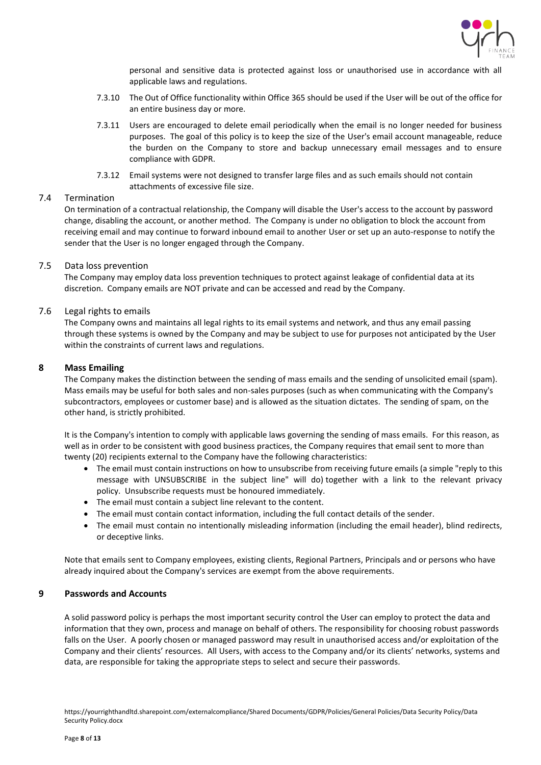personal and sensitive data is protected against loss or unauthorised use in accordance with all applicable laws and regulations.

7.3.10 The Out of Office functionality within Office 365 should be used if the User will be out of the office for an entire business day or more.

7.3.11 Users are encouraged to delete email periodically when the email is no longer needed for business purposes. The goal of this policy is to keep the size of the User's email account manageable, reduce the burden on the Company to store and backup unnecessary email messages and to ensure compliance with GDPR.

7.3.12 Email systems were not designed to transfer large files and as such emails should not contain attachments of excessive file size.

### 7.4 Termination

On termination of a contractual relationship, the Company will disable the User's access to the account by password change, disabling the account, or another method. The Company is under no obligation to block the account from receiving email and may continue to forward inbound email to another User or set up an auto-response to notify the sender that the User is no longer engaged through the Company.

### 7.5 Data loss prevention

The Company may employ data loss prevention techniques to protect against leakage of confidential data at its discretion. Company emails are NOT private and can be accessed and read by the Company.

### 7.6 Legal rights to emails

The Company owns and maintains all legal rights to its email systems and network, and thus any email passing through these systems is owned by the Company and may be subject to use for purposes not anticipated by the User within the constraints of current laws and regulations.

## 8 Mass Emailing

The Company makes the distinction between the sending of mass emails and the sending of unsolicited email (spam). Mass emails may be useful for both sales and non-sales purposes (such as when communicating with the Company's subcontractors, employees or customer base) and is allowed as the situation dictates. The sending of spam, on the other hand, is strictly prohibited.

It is the Company's intention to comply with applicable laws governing the sending of mass emails. For this reason, as well as in order to be consistent with good business practices, the Company requires that email sent to more than twenty (20) recipients external to the Company have the following characteristics:

- The email must contain instructions on how to unsubscribe from receiving future emails (a simple "reply to this message with UNSUBSCRIBE in the subject line" will do) together with a link to the relevant privacy policy. Unsubscribe requests must be honoured immediately.
- The email must contain a subject line relevant to the content.
- The email must contain contact information, including the full contact details of the sender.
- The email must contain no intentionally misleading information (including the email header), blind redirects, or deceptive links.

Note that emails sent to Company employees, existing clients, Regional Partners, Principals and or persons who have already inquired about the Company's services are exempt from the above requirements.

## 9 Passwords and Accounts

A solid password policy is perhaps the most important security control the User can employ to protect the data and information that they own, process and manage on behalf of others. The responsibility for choosing robust passwords falls on the User. A poorly chosen or managed password may result in unauthorised access and/or exploitation of the Company and their clients' resources. All Users, with access to the Company and/or its clients' networks, systems and data, are responsible for taking the appropriate steps to select and secure their passwords.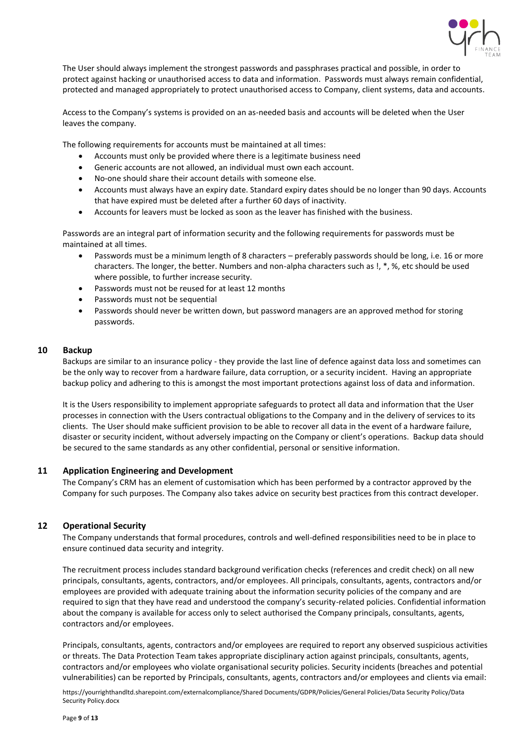The User should always implement the strongest passwords and passphrases practical and possible, in order to protect against hacking or unauthorised access to data and information. Passwords must always remain confidential, protected and managed appropriately to protect unauthorised access to Company, client systems, data and accounts.

Access to the Company's systems is provided on an as-needed basis and accounts will be deleted when the User leaves the company.

The following requirements for accounts must be maintained at all times:

- Accounts must only be provided where there is a legitimate business need
- Generic accounts are not allowed, an individual must own each account.
- No-one should share their account details with someone else.
- Accounts must always have an expiry date. Standard expiry dates should be no longer than 90 days. Accounts that have expired must be deleted after a further 60 days of inactivity.
- Accounts for leavers must be locked as soon as the leaver has finished with the business.

Passwords are an integral part of information security and the following requirements for passwords must be maintained at all times.

- Passwords must be a minimum length of 8 characters – preferably passwords should be long, i.e. 16 or more characters. The longer, the better. Numbers and non-alpha characters such as !, *, %, etc should be used where possible, to further increase security.
- Passwords must not be reused for at least 12 months
- Passwords must not be sequential
- Passwords should never be written down, but password managers are an approved method for storing passwords.

## 10 Backup

Backups are similar to an insurance policy - they provide the last line of defence against data loss and sometimes can be the only way to recover from a hardware failure, data corruption, or a security incident. Having an appropriate backup policy and adhering to this is amongst the most important protections against loss of data and information.

It is the Users responsibility to implement appropriate safeguards to protect all data and information that the User processes in connection with the Users contractual obligations to the Company and in the delivery of services to its clients. The User should make sufficient provision to be able to recover all data in the event of a hardware failure, disaster or security incident, without adversely impacting on the Company or client's operations. Backup data should be secured to the same standards as any other confidential, personal or sensitive information.

## 11 Application Engineering and Development

The Company's CRM has an element of customisation which has been performed by a contractor approved by the Company for such purposes. The Company also takes advice on security best practices from this contract developer.

## 12 Operational Security

The Company understands that formal procedures, controls and well-defined responsibilities need to be in place to ensure continued data security and integrity.

The recruitment process includes standard background verification checks (references and credit check) on all new principals, consultants, agents, contractors, and/or employees. All principals, consultants, agents, contractors and/or employees are provided with adequate training about the information security policies of the company and are required to sign that they have read and understood the company's security-related policies. Confidential information about the company is available for access only to select authorised the Company principals, consultants, agents, contractors and/or employees.

Principals, consultants, agents, contractors and/or employees are required to report any observed suspicious activities or threats. The Data Protection Team takes appropriate disciplinary action against principals, consultants, agents, contractors and/or employees who violate organisational security policies. Security incidents (breaches and potential vulnerabilities) can be reported by Principals, consultants, agents, contractors and/or employees and clients via email: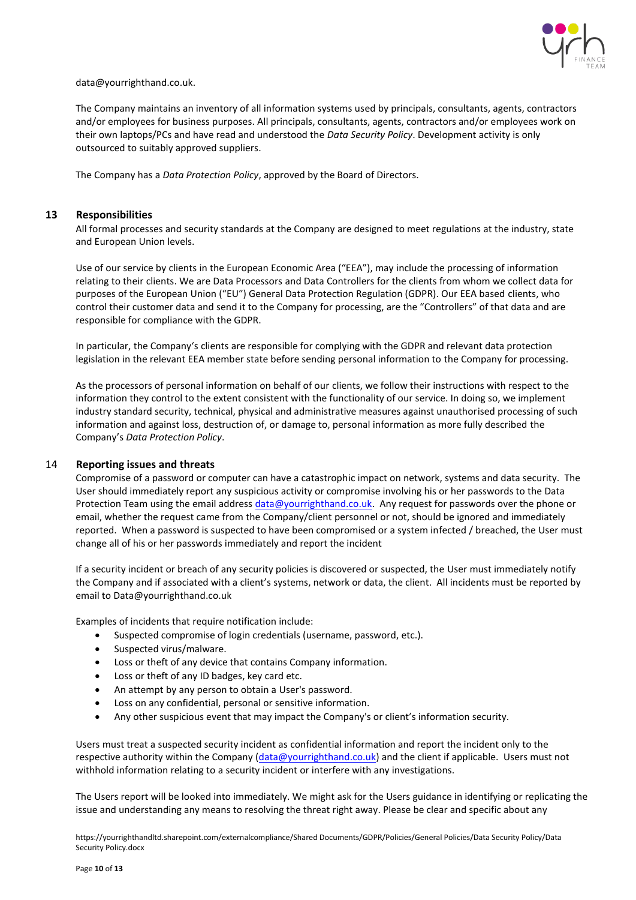data@yourrighthand.co.uk.

The Company maintains an inventory of all information systems used by principals, consultants, agents, contractors and/or employees for business purposes. All principals, consultants, agents, contractors and/or employees work on their own laptops/PCs and have read and understood the *Data Security Policy*. Development activity is only outsourced to suitably approved suppliers.

The Company has a *Data Protection Policy*, approved by the Board of Directors.

## 13 Responsibilities

All formal processes and security standards at the Company are designed to meet regulations at the industry, state and European Union levels.

Use of our service by clients in the European Economic Area ("EEA"), may include the processing of information relating to their clients. We are Data Processors and Data Controllers for the clients from whom we collect data for purposes of the European Union ("EU") General Data Protection Regulation (GDPR). Our EEA based clients, who control their customer data and send it to the Company for processing, are the "Controllers" of that data and are responsible for compliance with the GDPR.

In particular, the Company's clients are responsible for complying with the GDPR and relevant data protection legislation in the relevant EEA member state before sending personal information to the Company for processing.

As the processors of personal information on behalf of our clients, we follow their instructions with respect to the information they control to the extent consistent with the functionality of our service. In doing so, we implement industry standard security, technical, physical and administrative measures against unauthorised processing of such information and against loss, destruction of, or damage to, personal information as more fully described the Company's *Data Protection Policy*.

## 14 Reporting issues and threats

Compromise of a password or computer can have a catastrophic impact on network, systems and data security. The User should immediately report any suspicious activity or compromise involving his or her passwords to the Data Protection Team using the email address data@yourrighthand.co.uk. Any request for passwords over the phone or email, whether the request came from the Company/client personnel or not, should be ignored and immediately reported. When a password is suspected to have been compromised or a system infected / breached, the User must change all of his or her passwords immediately and report the incident

If a security incident or breach of any security policies is discovered or suspected, the User must immediately notify the Company and if associated with a client's systems, network or data, the client. All incidents must be reported by email to Data@yourrighthand.co.uk

Examples of incidents that require notification include:

- Suspected compromise of login credentials (username, password, etc.).
- Suspected virus/malware.
- Loss or theft of any device that contains Company information.
- Loss or theft of any ID badges, key card etc.
- An attempt by any person to obtain a User's password.
- Loss on any confidential, personal or sensitive information.
- Any other suspicious event that may impact the Company's or client's information security.

Users must treat a suspected security incident as confidential information and report the incident only to the respective authority within the Company (data@yourrighthand.co.uk) and the client if applicable. Users must not withhold information relating to a security incident or interfere with any investigations.

The Users report will be looked into immediately. We might ask for the Users guidance in identifying or replicating the issue and understanding any means to resolving the threat right away. Please be clear and specific about any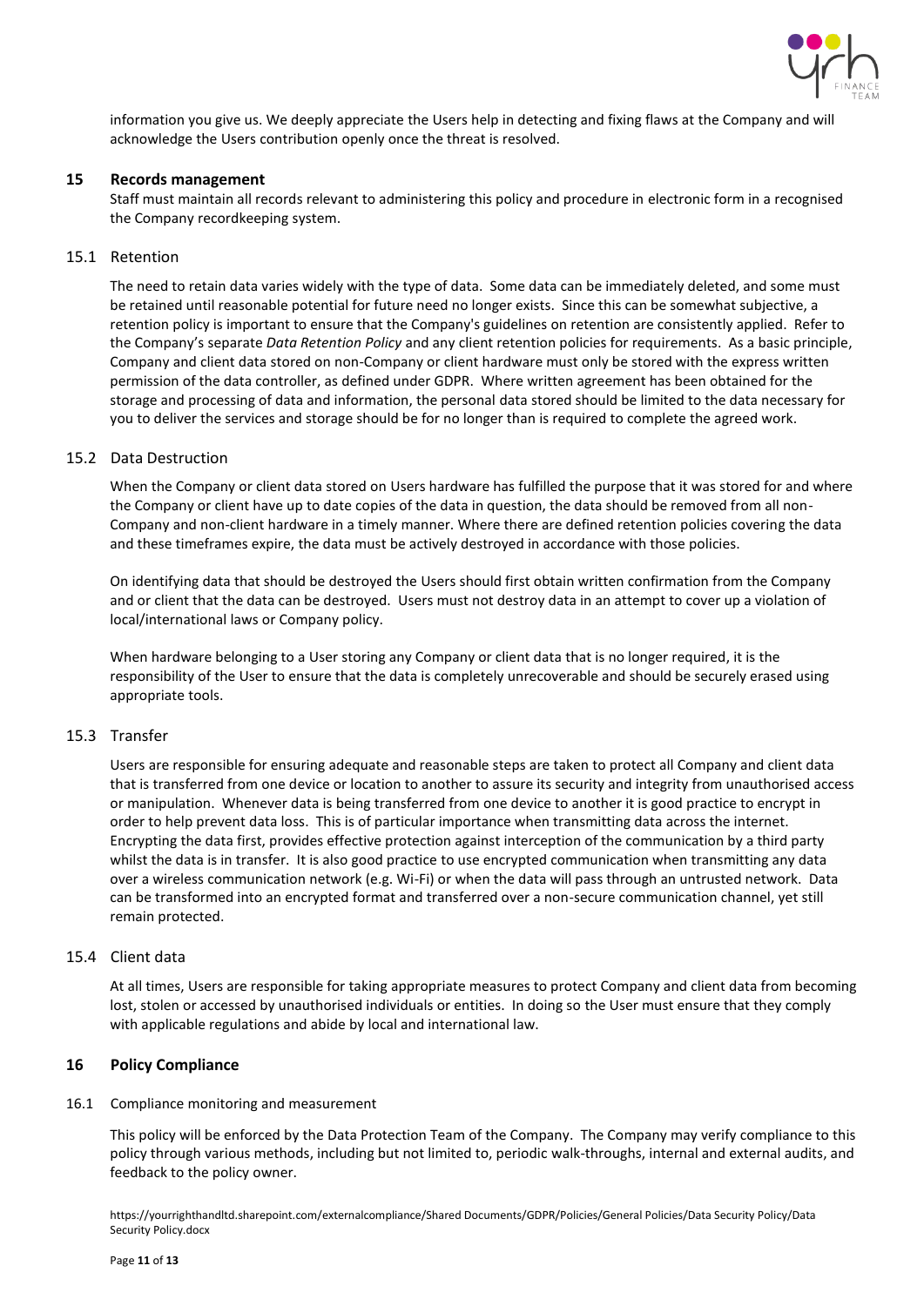information you give us. We deeply appreciate the Users help in detecting and fixing flaws at the Company and will acknowledge the Users contribution openly once the threat is resolved.

## 15 Records management

Staff must maintain all records relevant to administering this policy and procedure in electronic form in a recognised the Company recordkeeping system.

### 15.1 Retention

The need to retain data varies widely with the type of data. Some data can be immediately deleted, and some must be retained until reasonable potential for future need no longer exists. Since this can be somewhat subjective, a retention policy is important to ensure that the Company's guidelines on retention are consistently applied. Refer to the Company's separate *Data Retention Policy* and any client retention policies for requirements. As a basic principle, Company and client data stored on non-Company or client hardware must only be stored with the express written permission of the data controller, as defined under GDPR. Where written agreement has been obtained for the storage and processing of data and information, the personal data stored should be limited to the data necessary for you to deliver the services and storage should be for no longer than is required to complete the agreed work.

### 15.2 Data Destruction

When the Company or client data stored on Users hardware has fulfilled the purpose that it was stored for and where the Company or client have up to date copies of the data in question, the data should be removed from all non-Company and non-client hardware in a timely manner. Where there are defined retention policies covering the data and these timeframes expire, the data must be actively destroyed in accordance with those policies.

On identifying data that should be destroyed the Users should first obtain written confirmation from the Company and or client that the data can be destroyed. Users must not destroy data in an attempt to cover up a violation of local/international laws or Company policy.

When hardware belonging to a User storing any Company or client data that is no longer required, it is the responsibility of the User to ensure that the data is completely unrecoverable and should be securely erased using appropriate tools.

### 15.3 Transfer

Users are responsible for ensuring adequate and reasonable steps are taken to protect all Company and client data that is transferred from one device or location to another to assure its security and integrity from unauthorised access or manipulation. Whenever data is being transferred from one device to another it is good practice to encrypt in order to help prevent data loss. This is of particular importance when transmitting data across the internet. Encrypting the data first, provides effective protection against interception of the communication by a third party whilst the data is in transfer. It is also good practice to use encrypted communication when transmitting any data over a wireless communication network (e.g. Wi-Fi) or when the data will pass through an untrusted network. Data can be transformed into an encrypted format and transferred over a non-secure communication channel, yet still remain protected.

### 15.4 Client data

At all times, Users are responsible for taking appropriate measures to protect Company and client data from becoming lost, stolen or accessed by unauthorised individuals or entities. In doing so the User must ensure that they comply with applicable regulations and abide by local and international law.

## 16 Policy Compliance

### 16.1 Compliance monitoring and measurement

This policy will be enforced by the Data Protection Team of the Company. The Company may verify compliance to this policy through various methods, including but not limited to, periodic walk-throughs, internal and external audits, and feedback to the policy owner.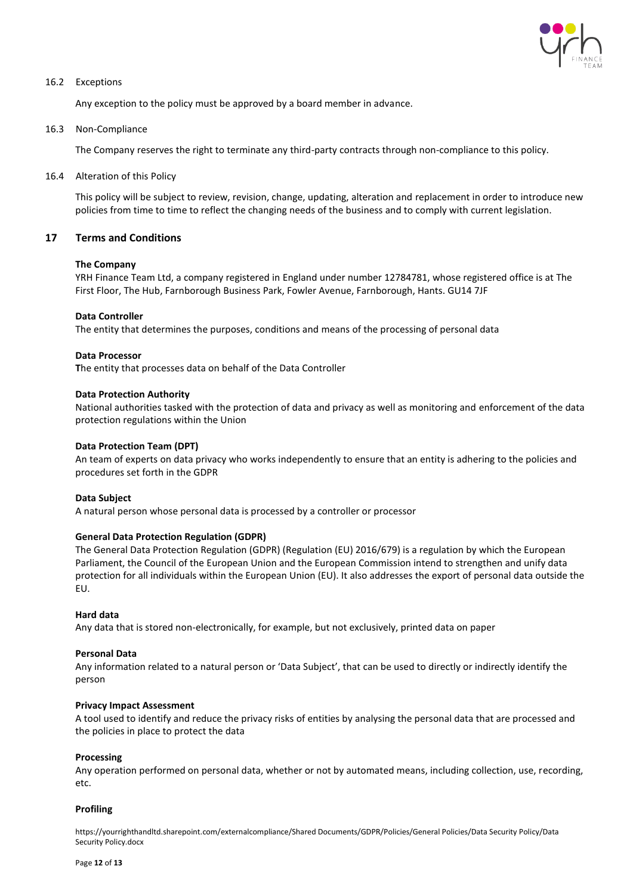16.2 Exceptions

Any exception to the policy must be approved by a board member in advance.

16.3 Non-Compliance

The Company reserves the right to terminate any third-party contracts through non-compliance to this policy.

16.4 Alteration of this Policy

This policy will be subject to review, revision, change, updating, alteration and replacement in order to introduce new policies from time to time to reflect the changing needs of the business and to comply with current legislation.

## 17 Terms and Conditions

**The Company**
YRH Finance Team Ltd, a company registered in England under number 12784781, whose registered office is at The First Floor, The Hub, Farnborough Business Park, Fowler Avenue, Farnborough, Hants. GU14 7JF

**Data Controller**
The entity that determines the purposes, conditions and means of the processing of personal data

**Data Processor**
**T**he entity that processes data on behalf of the Data Controller

**Data Protection Authority**
National authorities tasked with the protection of data and privacy as well as monitoring and enforcement of the data protection regulations within the Union

**Data Protection Team (DPT)**
An team of experts on data privacy who works independently to ensure that an entity is adhering to the policies and procedures set forth in the GDPR

**Data Subject**
A natural person whose personal data is processed by a controller or processor

**General Data Protection Regulation (GDPR)**
The General Data Protection Regulation (GDPR) (Regulation (EU) 2016/679) is a regulation by which the European Parliament, the Council of the European Union and the European Commission intend to strengthen and unify data protection for all individuals within the European Union (EU). It also addresses the export of personal data outside the EU.

**Hard data**
Any data that is stored non-electronically, for example, but not exclusively, printed data on paper

**Personal Data**
Any information related to a natural person or 'Data Subject', that can be used to directly or indirectly identify the person

**Privacy Impact Assessment**
A tool used to identify and reduce the privacy risks of entities by analysing the personal data that are processed and the policies in place to protect the data

**Processing**
Any operation performed on personal data, whether or not by automated means, including collection, use, recording, etc.

**Profiling**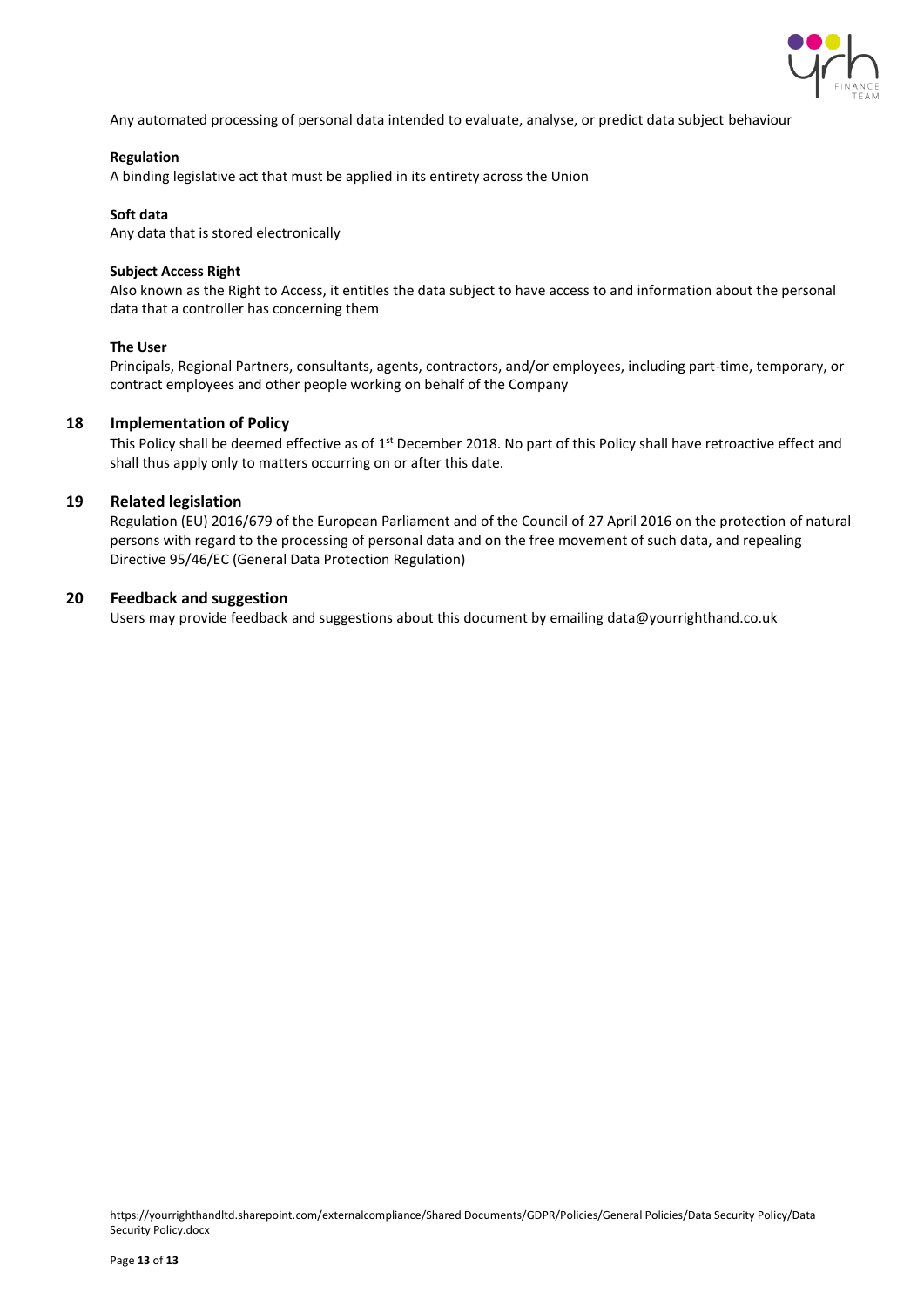Any automated processing of personal data intended to evaluate, analyse, or predict data subject behaviour

**Regulation**
A binding legislative act that must be applied in its entirety across the Union

**Soft data**
Any data that is stored electronically

**Subject Access Right**
Also known as the Right to Access, it entitles the data subject to have access to and information about the personal data that a controller has concerning them

**The User**
Principals, Regional Partners, consultants, agents, contractors, and/or employees, including part-time, temporary, or contract employees and other people working on behalf of the Company

## 18 Implementation of Policy

This Policy shall be deemed effective as of 1st December 2018. No part of this Policy shall have retroactive effect and shall thus apply only to matters occurring on or after this date.

## 19 Related legislation

Regulation (EU) 2016/679 of the European Parliament and of the Council of 27 April 2016 on the protection of natural persons with regard to the processing of personal data and on the free movement of such data, and repealing Directive 95/46/EC (General Data Protection Regulation)

## 20 Feedback and suggestion

Users may provide feedback and suggestions about this document by emailing data@yourrighthand.co.uk